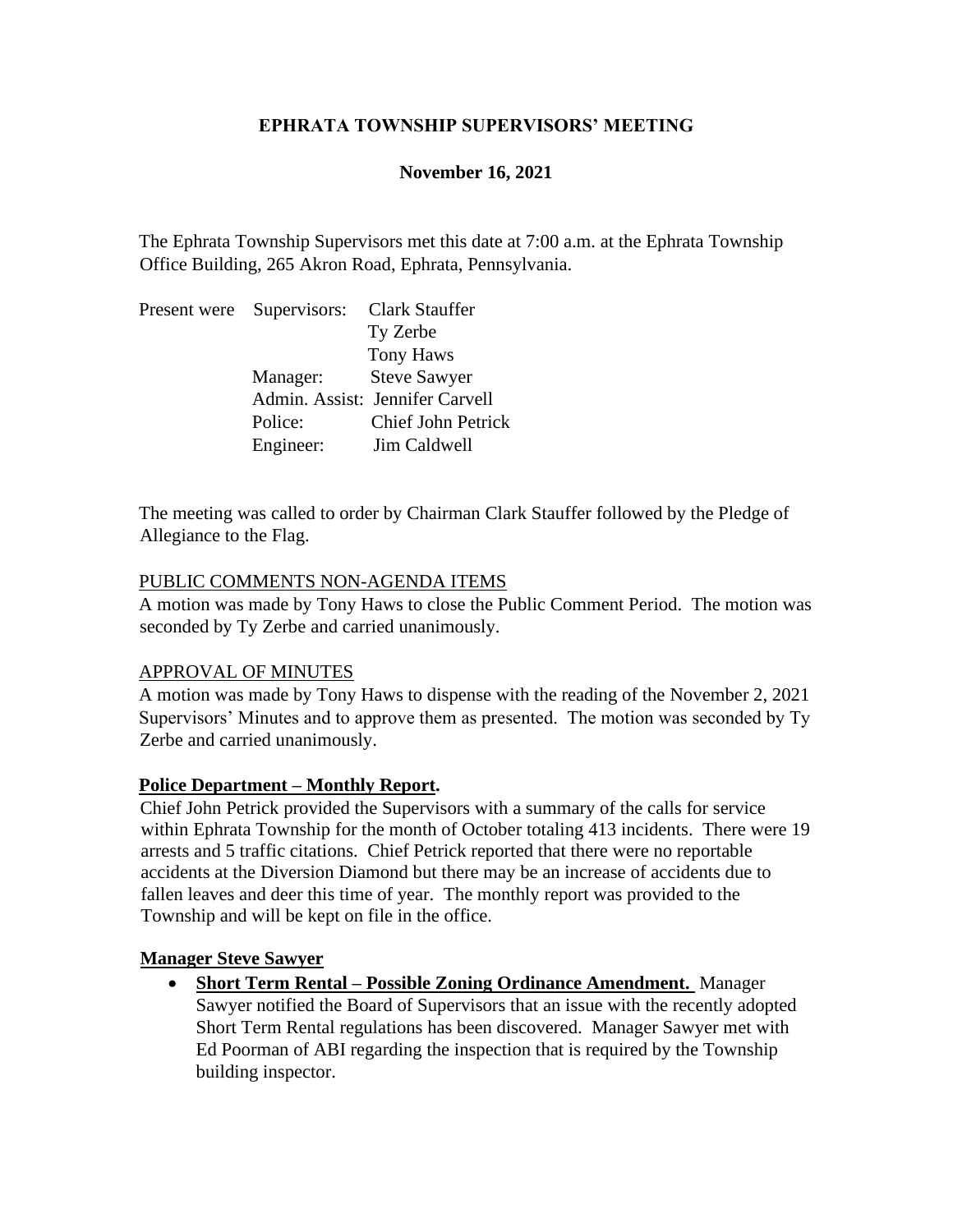# EPHRATA TOWNSHIP SUPERVISORS' MEETING

## November 16, 2021

The Ephrata Township Supervisors met this date at 7:00 a.m. at the Ephrata Township Office Building, 265 Akron Road, Ephrata, Pennsylvania.

| | | |
|---|---|---|
| Present were | Supervisors: | Clark Stauffer |
| | | Ty Zerbe |
| | | Tony Haws |
| | Manager: | Steve Sawyer |
| | Admin. Assist: | Jennifer Carvell |
| | Police: | Chief John Petrick |
| | Engineer: | Jim Caldwell |

The meeting was called to order by Chairman Clark Stauffer followed by the Pledge of Allegiance to the Flag.

PUBLIC COMMENTS NON-AGENDA ITEMS

A motion was made by Tony Haws to close the Public Comment Period. The motion was seconded by Ty Zerbe and carried unanimously.

APPROVAL OF MINUTES

A motion was made by Tony Haws to dispense with the reading of the November 2, 2021 Supervisors' Minutes and to approve them as presented. The motion was seconded by Ty Zerbe and carried unanimously.

**Police Department – Monthly Report.**

Chief John Petrick provided the Supervisors with a summary of the calls for service within Ephrata Township for the month of October totaling 413 incidents. There were 19 arrests and 5 traffic citations. Chief Petrick reported that there were no reportable accidents at the Diversion Diamond but there may be an increase of accidents due to fallen leaves and deer this time of year. The monthly report was provided to the Township and will be kept on file in the office.

**Manager Steve Sawyer**

- **Short Term Rental – Possible Zoning Ordinance Amendment.** Manager Sawyer notified the Board of Supervisors that an issue with the recently adopted Short Term Rental regulations has been discovered. Manager Sawyer met with Ed Poorman of ABI regarding the inspection that is required by the Township building inspector.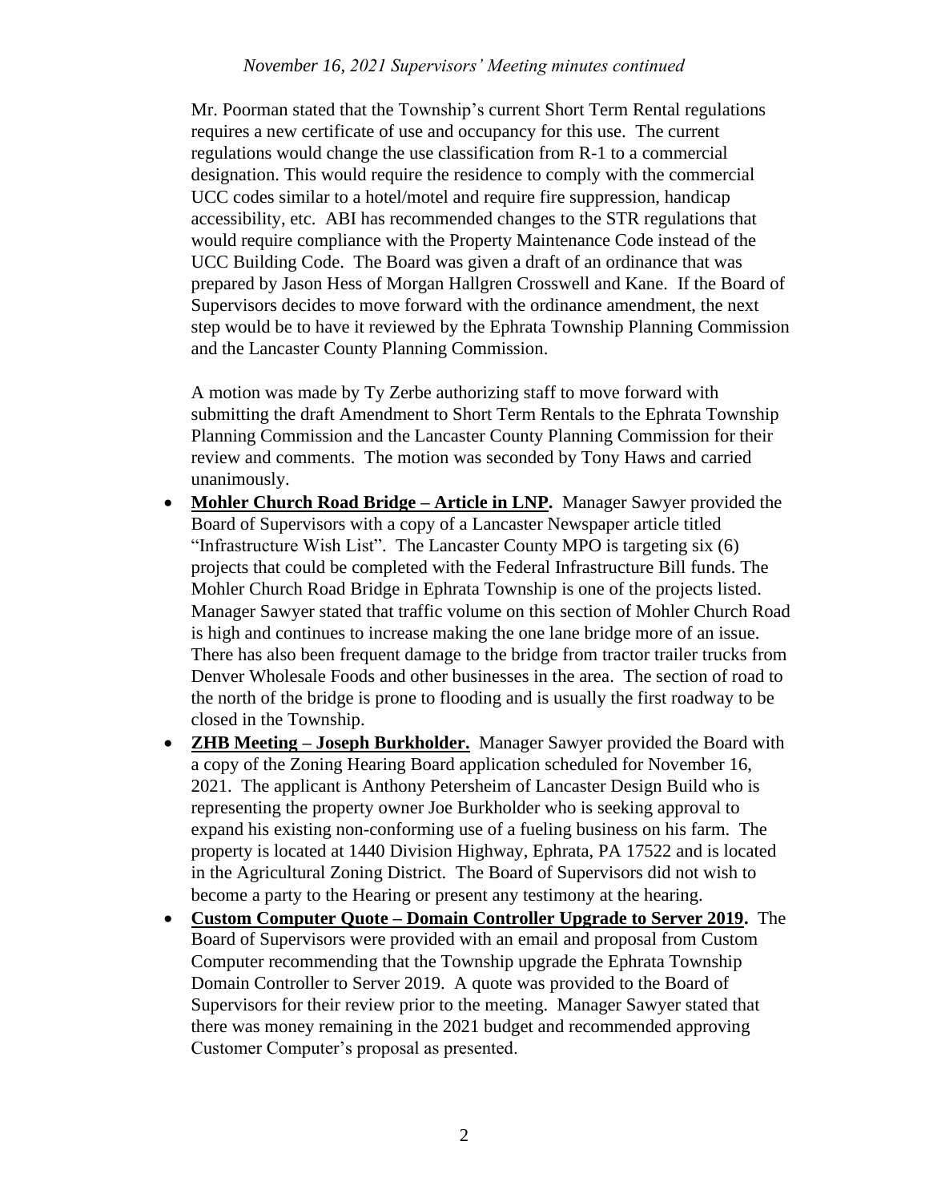Mr. Poorman stated that the Township's current Short Term Rental regulations requires a new certificate of use and occupancy for this use. The current regulations would change the use classification from R-1 to a commercial designation. This would require the residence to comply with the commercial UCC codes similar to a hotel/motel and require fire suppression, handicap accessibility, etc. ABI has recommended changes to the STR regulations that would require compliance with the Property Maintenance Code instead of the UCC Building Code. The Board was given a draft of an ordinance that was prepared by Jason Hess of Morgan Hallgren Crosswell and Kane. If the Board of Supervisors decides to move forward with the ordinance amendment, the next step would be to have it reviewed by the Ephrata Township Planning Commission and the Lancaster County Planning Commission.

A motion was made by Ty Zerbe authorizing staff to move forward with submitting the draft Amendment to Short Term Rentals to the Ephrata Township Planning Commission and the Lancaster County Planning Commission for their review and comments. The motion was seconded by Tony Haws and carried unanimously.

- **Mohler Church Road Bridge – Article in LNP.** Manager Sawyer provided the Board of Supervisors with a copy of a Lancaster Newspaper article titled "Infrastructure Wish List". The Lancaster County MPO is targeting six (6) projects that could be completed with the Federal Infrastructure Bill funds. The Mohler Church Road Bridge in Ephrata Township is one of the projects listed. Manager Sawyer stated that traffic volume on this section of Mohler Church Road is high and continues to increase making the one lane bridge more of an issue. There has also been frequent damage to the bridge from tractor trailer trucks from Denver Wholesale Foods and other businesses in the area. The section of road to the north of the bridge is prone to flooding and is usually the first roadway to be closed in the Township.
- **ZHB Meeting – Joseph Burkholder.** Manager Sawyer provided the Board with a copy of the Zoning Hearing Board application scheduled for November 16, 2021. The applicant is Anthony Petersheim of Lancaster Design Build who is representing the property owner Joe Burkholder who is seeking approval to expand his existing non-conforming use of a fueling business on his farm. The property is located at 1440 Division Highway, Ephrata, PA 17522 and is located in the Agricultural Zoning District. The Board of Supervisors did not wish to become a party to the Hearing or present any testimony at the hearing.
- **Custom Computer Quote – Domain Controller Upgrade to Server 2019.** The Board of Supervisors were provided with an email and proposal from Custom Computer recommending that the Township upgrade the Ephrata Township Domain Controller to Server 2019. A quote was provided to the Board of Supervisors for their review prior to the meeting. Manager Sawyer stated that there was money remaining in the 2021 budget and recommended approving Customer Computer's proposal as presented.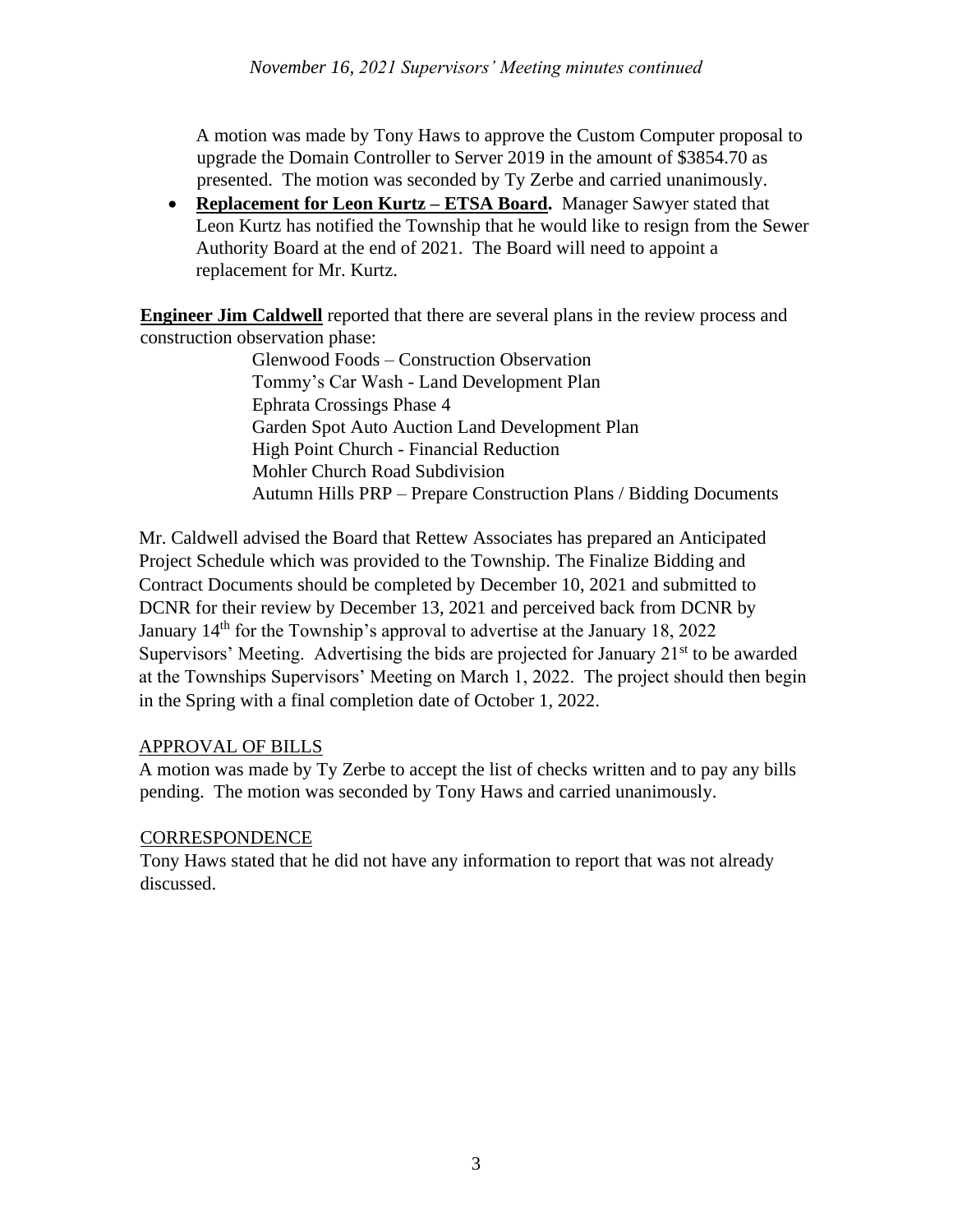A motion was made by Tony Haws to approve the Custom Computer proposal to upgrade the Domain Controller to Server 2019 in the amount of $3854.70 as presented. The motion was seconded by Ty Zerbe and carried unanimously.

- **Replacement for Leon Kurtz – ETSA Board.** Manager Sawyer stated that Leon Kurtz has notified the Township that he would like to resign from the Sewer Authority Board at the end of 2021. The Board will need to appoint a replacement for Mr. Kurtz.

**Engineer Jim Caldwell** reported that there are several plans in the review process and construction observation phase:

Glenwood Foods – Construction Observation
Tommy's Car Wash - Land Development Plan
Ephrata Crossings Phase 4
Garden Spot Auto Auction Land Development Plan
High Point Church - Financial Reduction
Mohler Church Road Subdivision
Autumn Hills PRP – Prepare Construction Plans / Bidding Documents

Mr. Caldwell advised the Board that Rettew Associates has prepared an Anticipated Project Schedule which was provided to the Township. The Finalize Bidding and Contract Documents should be completed by December 10, 2021 and submitted to DCNR for their review by December 13, 2021 and perceived back from DCNR by January 14th for the Township's approval to advertise at the January 18, 2022 Supervisors' Meeting. Advertising the bids are projected for January 21st to be awarded at the Townships Supervisors' Meeting on March 1, 2022. The project should then begin in the Spring with a final completion date of October 1, 2022.

APPROVAL OF BILLS

A motion was made by Ty Zerbe to accept the list of checks written and to pay any bills pending. The motion was seconded by Tony Haws and carried unanimously.

CORRESPONDENCE

Tony Haws stated that he did not have any information to report that was not already discussed.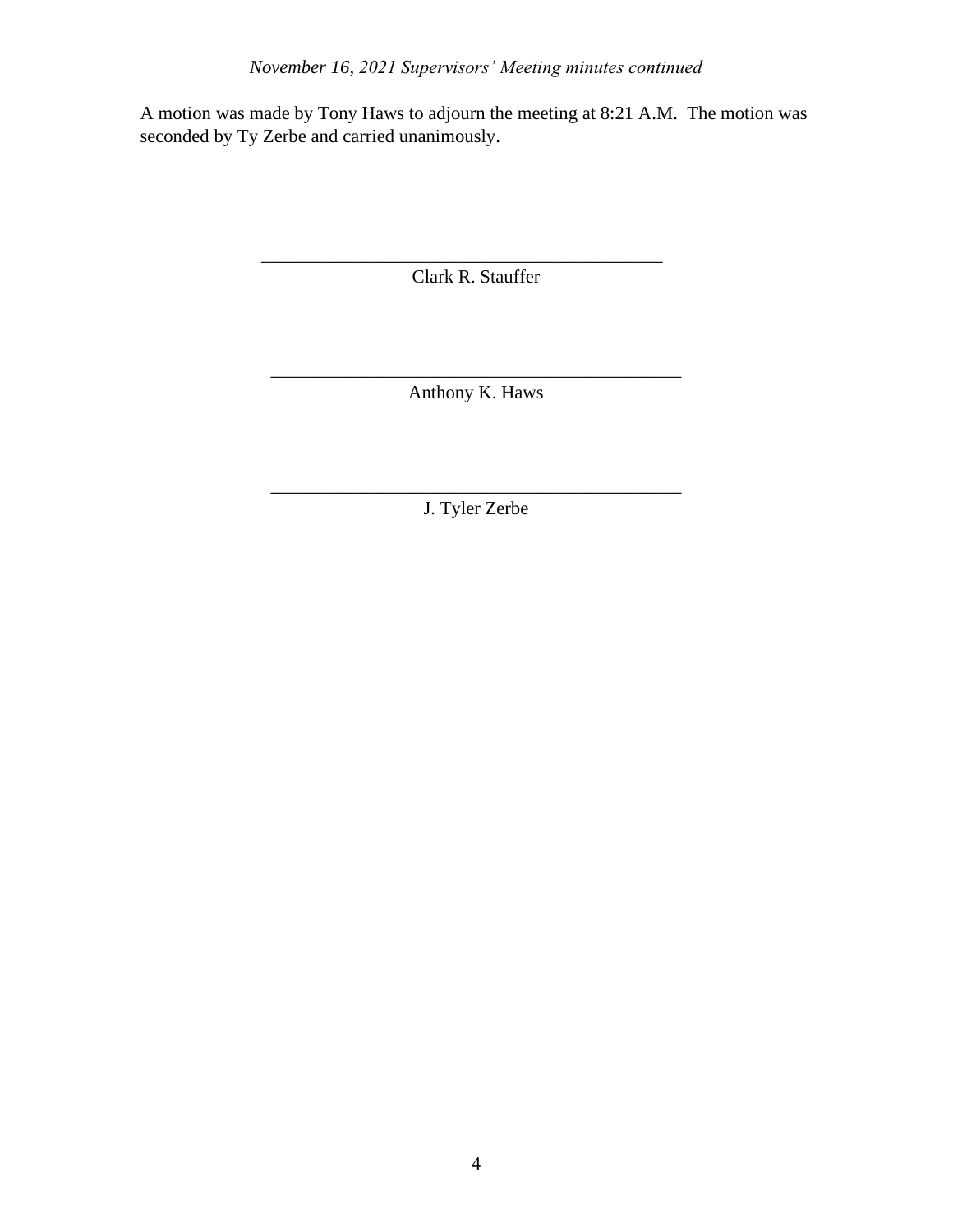A motion was made by Tony Haws to adjourn the meeting at 8:21 A.M. The motion was seconded by Ty Zerbe and carried unanimously.

\_\_\_\_\_\_\_\_\_\_\_\_\_\_\_\_\_\_\_\_\_\_\_\_\_\_\_\_\_\_\_\_\_\_\_\_\_\_\_\_\_\_\_\_\_\_

Clark R. Stauffer

\_\_\_\_\_\_\_\_\_\_\_\_\_\_\_\_\_\_\_\_\_\_\_\_\_\_\_\_\_\_\_\_\_\_\_\_\_\_\_\_\_\_\_\_\_\_

Anthony K. Haws

\_\_\_\_\_\_\_\_\_\_\_\_\_\_\_\_\_\_\_\_\_\_\_\_\_\_\_\_\_\_\_\_\_\_\_\_\_\_\_\_\_\_\_\_\_\_

J. Tyler Zerbe